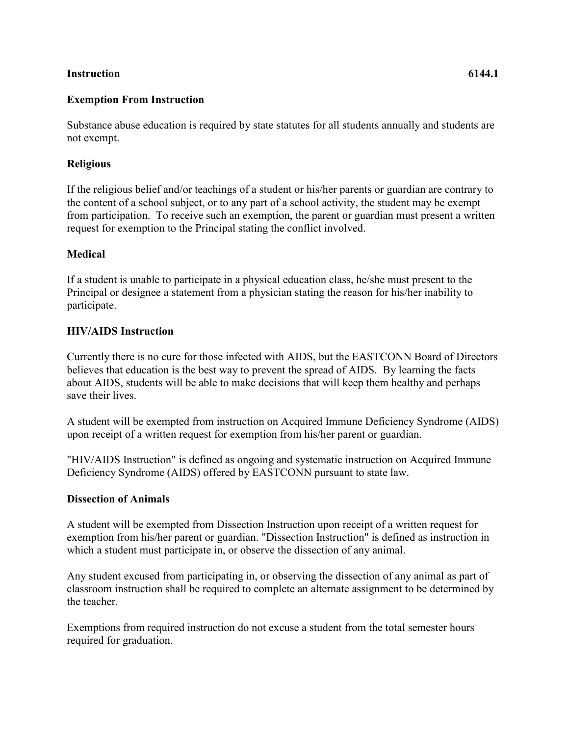**Instruction** **6144.1**

## Exemption From Instruction

Substance abuse education is required by state statutes for all students annually and students are not exempt.

### Religious

If the religious belief and/or teachings of a student or his/her parents or guardian are contrary to the content of a school subject, or to any part of a school activity, the student may be exempt from participation. To receive such an exemption, the parent or guardian must present a written request for exemption to the Principal stating the conflict involved.

### Medical

If a student is unable to participate in a physical education class, he/she must present to the Principal or designee a statement from a physician stating the reason for his/her inability to participate.

### HIV/AIDS Instruction

Currently there is no cure for those infected with AIDS, but the EASTCONN Board of Directors believes that education is the best way to prevent the spread of AIDS. By learning the facts about AIDS, students will be able to make decisions that will keep them healthy and perhaps save their lives.

A student will be exempted from instruction on Acquired Immune Deficiency Syndrome (AIDS) upon receipt of a written request for exemption from his/her parent or guardian.

"HIV/AIDS Instruction" is defined as ongoing and systematic instruction on Acquired Immune Deficiency Syndrome (AIDS) offered by EASTCONN pursuant to state law.

### Dissection of Animals

A student will be exempted from Dissection Instruction upon receipt of a written request for exemption from his/her parent or guardian. "Dissection Instruction" is defined as instruction in which a student must participate in, or observe the dissection of any animal.

Any student excused from participating in, or observing the dissection of any animal as part of classroom instruction shall be required to complete an alternate assignment to be determined by the teacher.

Exemptions from required instruction do not excuse a student from the total semester hours required for graduation.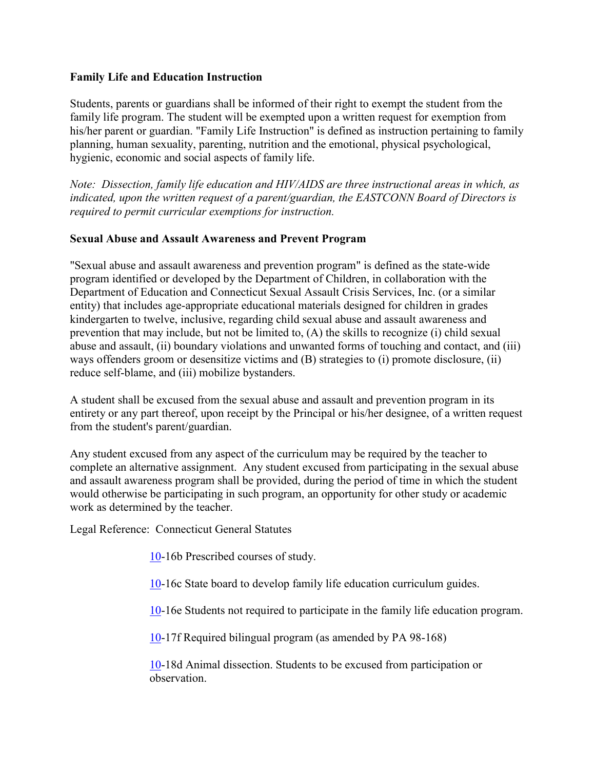**Family Life and Education Instruction**

Students, parents or guardians shall be informed of their right to exempt the student from the family life program. The student will be exempted upon a written request for exemption from his/her parent or guardian. "Family Life Instruction" is defined as instruction pertaining to family planning, human sexuality, parenting, nutrition and the emotional, physical psychological, hygienic, economic and social aspects of family life.

*Note: Dissection, family life education and HIV/AIDS are three instructional areas in which, as indicated, upon the written request of a parent/guardian, the EASTCONN Board of Directors is required to permit curricular exemptions for instruction.*

**Sexual Abuse and Assault Awareness and Prevent Program**

"Sexual abuse and assault awareness and prevention program" is defined as the state-wide program identified or developed by the Department of Children, in collaboration with the Department of Education and Connecticut Sexual Assault Crisis Services, Inc. (or a similar entity) that includes age-appropriate educational materials designed for children in grades kindergarten to twelve, inclusive, regarding child sexual abuse and assault awareness and prevention that may include, but not be limited to, (A) the skills to recognize (i) child sexual abuse and assault, (ii) boundary violations and unwanted forms of touching and contact, and (iii) ways offenders groom or desensitize victims and (B) strategies to (i) promote disclosure, (ii) reduce self-blame, and (iii) mobilize bystanders.

A student shall be excused from the sexual abuse and assault and prevention program in its entirety or any part thereof, upon receipt by the Principal or his/her designee, of a written request from the student's parent/guardian.

Any student excused from any aspect of the curriculum may be required by the teacher to complete an alternative assignment. Any student excused from participating in the sexual abuse and assault awareness program shall be provided, during the period of time in which the student would otherwise be participating in such program, an opportunity for other study or academic work as determined by the teacher.

Legal Reference: Connecticut General Statutes

10-16b Prescribed courses of study.

10-16c State board to develop family life education curriculum guides.

10-16e Students not required to participate in the family life education program.

10-17f Required bilingual program (as amended by PA 98-168)

10-18d Animal dissection. Students to be excused from participation or observation.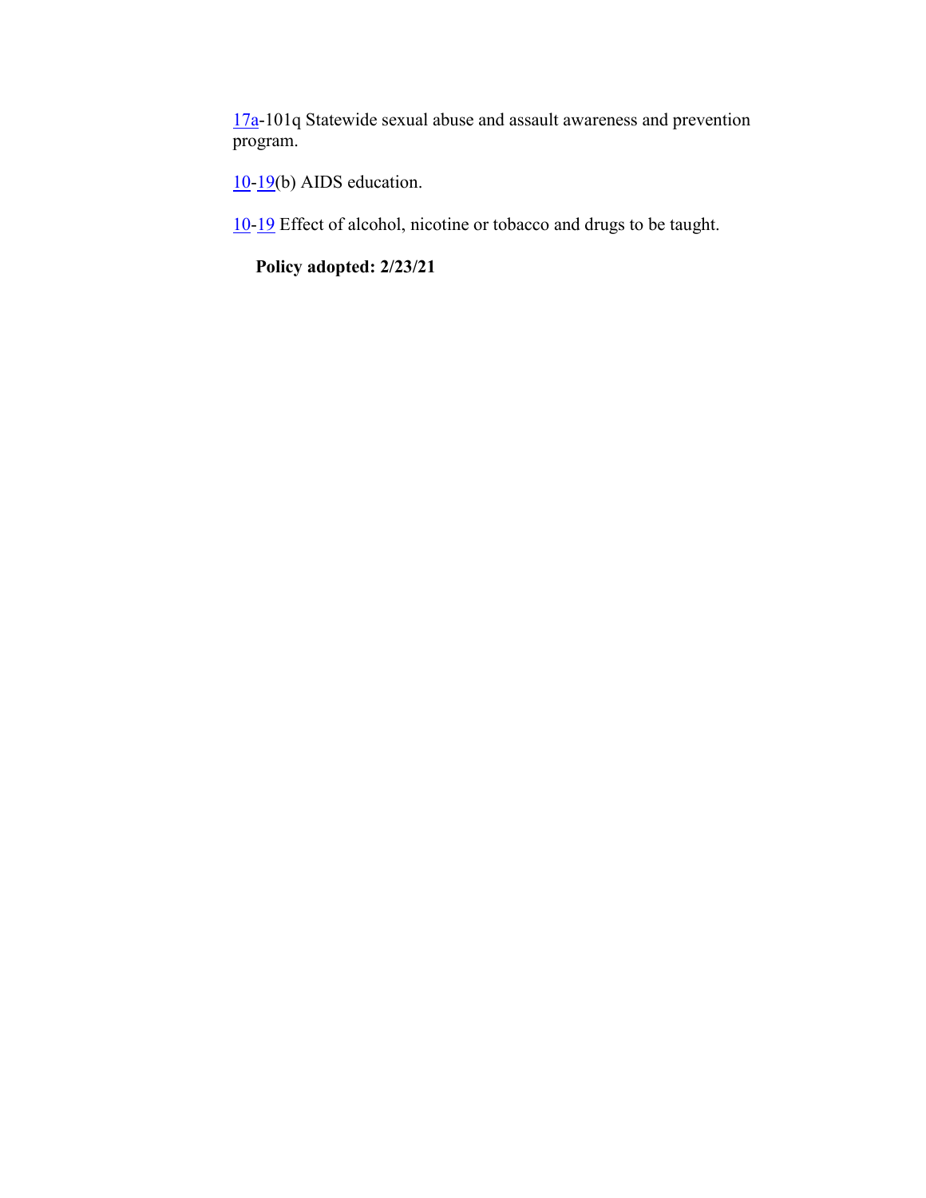17a-101q Statewide sexual abuse and assault awareness and prevention program.

10-19(b) AIDS education.

10-19 Effect of alcohol, nicotine or tobacco and drugs to be taught.

**Policy adopted: 2/23/21**